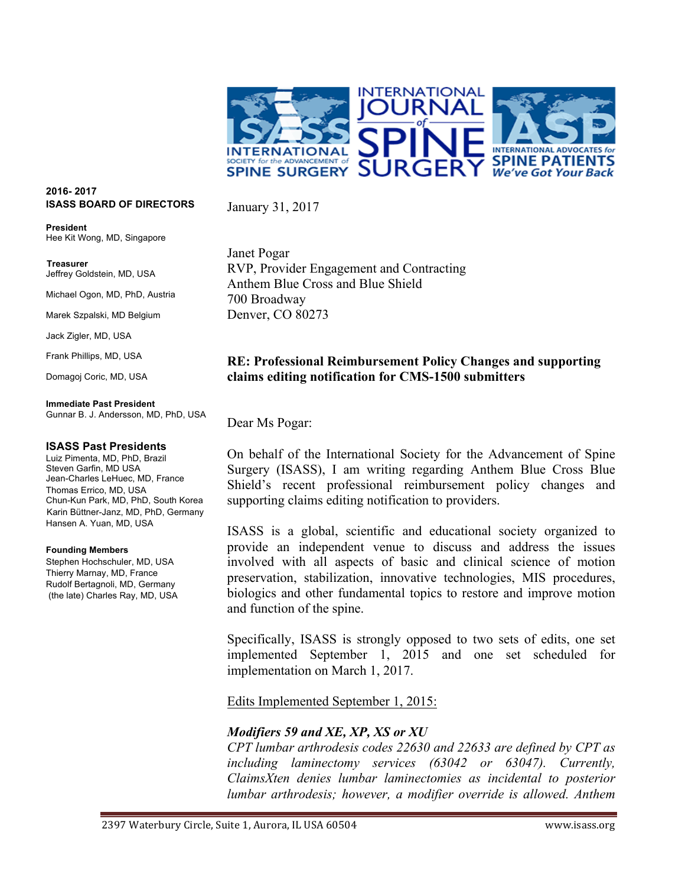**2016- 2017**
**ISASS BOARD OF DIRECTORS**

**President**
Hee Kit Wong, MD, Singapore

**Treasurer**
Jeffrey Goldstein, MD, USA

Michael Ogon, MD, PhD, Austria

Marek Szpalski, MD Belgium

Jack Zigler, MD, USA

Frank Phillips, MD, USA

Domagoj Coric, MD, USA

**Immediate Past President**
Gunnar B. J. Andersson, MD, PhD, USA

**ISASS Past Presidents**
Luiz Pimenta, MD, PhD, Brazil
Steven Garfin, MD USA
Jean-Charles LeHuec, MD, France
Thomas Errico, MD, USA
Chun-Kun Park, MD, PhD, South Korea
Karin Büttner-Janz, MD, PhD, Germany
Hansen A. Yuan, MD, USA

**Founding Members**
Stephen Hochschuler, MD, USA
Thierry Marnay, MD, France
Rudolf Bertagnoli, MD, Germany
(the late) Charles Ray, MD, USA

January 31, 2017

Janet Pogar
RVP, Provider Engagement and Contracting
Anthem Blue Cross and Blue Shield
700 Broadway
Denver, CO 80273

**RE: Professional Reimbursement Policy Changes and supporting claims editing notification for CMS-1500 submitters**

Dear Ms Pogar:

On behalf of the International Society for the Advancement of Spine Surgery (ISASS), I am writing regarding Anthem Blue Cross Blue Shield's recent professional reimbursement policy changes and supporting claims editing notification to providers.

ISASS is a global, scientific and educational society organized to provide an independent venue to discuss and address the issues involved with all aspects of basic and clinical science of motion preservation, stabilization, innovative technologies, MIS procedures, biologics and other fundamental topics to restore and improve motion and function of the spine.

Specifically, ISASS is strongly opposed to two sets of edits, one set implemented September 1, 2015 and one set scheduled for implementation on March 1, 2017.

Edits Implemented September 1, 2015:

***Modifiers 59 and XE, XP, XS or XU***
*CPT lumbar arthrodesis codes 22630 and 22633 are defined by CPT as including laminectomy services (63042 or 63047). Currently, ClaimsXten denies lumbar laminectomies as incidental to posterior lumbar arthrodesis; however, a modifier override is allowed. Anthem*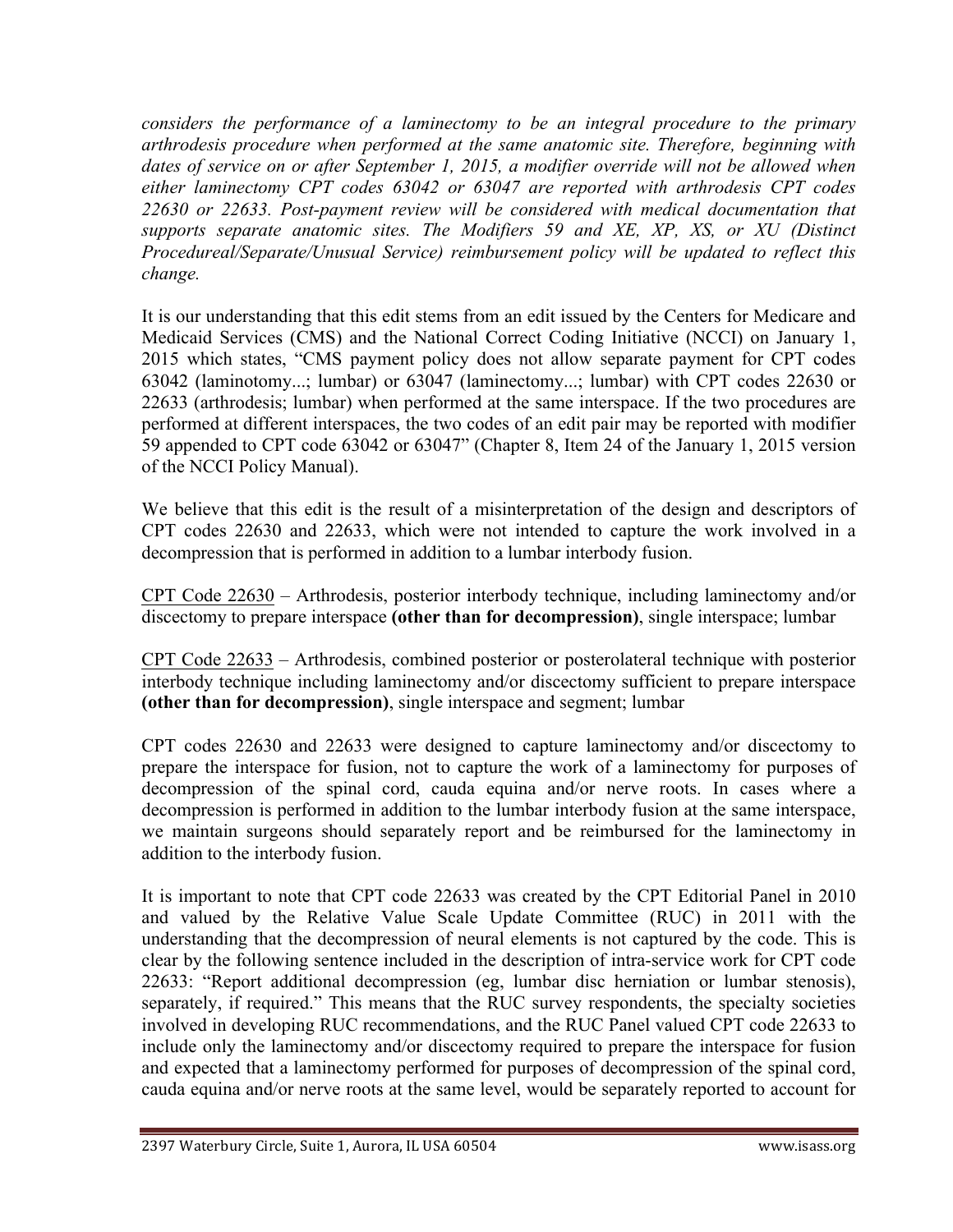*considers the performance of a laminectomy to be an integral procedure to the primary arthrodesis procedure when performed at the same anatomic site. Therefore, beginning with dates of service on or after September 1, 2015, a modifier override will not be allowed when either laminectomy CPT codes 63042 or 63047 are reported with arthrodesis CPT codes 22630 or 22633. Post-payment review will be considered with medical documentation that supports separate anatomic sites. The Modifiers 59 and XE, XP, XS, or XU (Distinct Procedureal/Separate/Unusual Service) reimbursement policy will be updated to reflect this change.*

It is our understanding that this edit stems from an edit issued by the Centers for Medicare and Medicaid Services (CMS) and the National Correct Coding Initiative (NCCI) on January 1, 2015 which states, "CMS payment policy does not allow separate payment for CPT codes 63042 (laminotomy...; lumbar) or 63047 (laminectomy...; lumbar) with CPT codes 22630 or 22633 (arthrodesis; lumbar) when performed at the same interspace. If the two procedures are performed at different interspaces, the two codes of an edit pair may be reported with modifier 59 appended to CPT code 63042 or 63047" (Chapter 8, Item 24 of the January 1, 2015 version of the NCCI Policy Manual).

We believe that this edit is the result of a misinterpretation of the design and descriptors of CPT codes 22630 and 22633, which were not intended to capture the work involved in a decompression that is performed in addition to a lumbar interbody fusion.

<u>CPT Code 22630</u> – Arthrodesis, posterior interbody technique, including laminectomy and/or discectomy to prepare interspace **(other than for decompression)**, single interspace; lumbar

<u>CPT Code 22633</u> – Arthrodesis, combined posterior or posterolateral technique with posterior interbody technique including laminectomy and/or discectomy sufficient to prepare interspace **(other than for decompression)**, single interspace and segment; lumbar

CPT codes 22630 and 22633 were designed to capture laminectomy and/or discectomy to prepare the interspace for fusion, not to capture the work of a laminectomy for purposes of decompression of the spinal cord, cauda equina and/or nerve roots. In cases where a decompression is performed in addition to the lumbar interbody fusion at the same interspace, we maintain surgeons should separately report and be reimbursed for the laminectomy in addition to the interbody fusion.

It is important to note that CPT code 22633 was created by the CPT Editorial Panel in 2010 and valued by the Relative Value Scale Update Committee (RUC) in 2011 with the understanding that the decompression of neural elements is not captured by the code. This is clear by the following sentence included in the description of intra-service work for CPT code 22633: "Report additional decompression (eg, lumbar disc herniation or lumbar stenosis), separately, if required." This means that the RUC survey respondents, the specialty societies involved in developing RUC recommendations, and the RUC Panel valued CPT code 22633 to include only the laminectomy and/or discectomy required to prepare the interspace for fusion and expected that a laminectomy performed for purposes of decompression of the spinal cord, cauda equina and/or nerve roots at the same level, would be separately reported to account for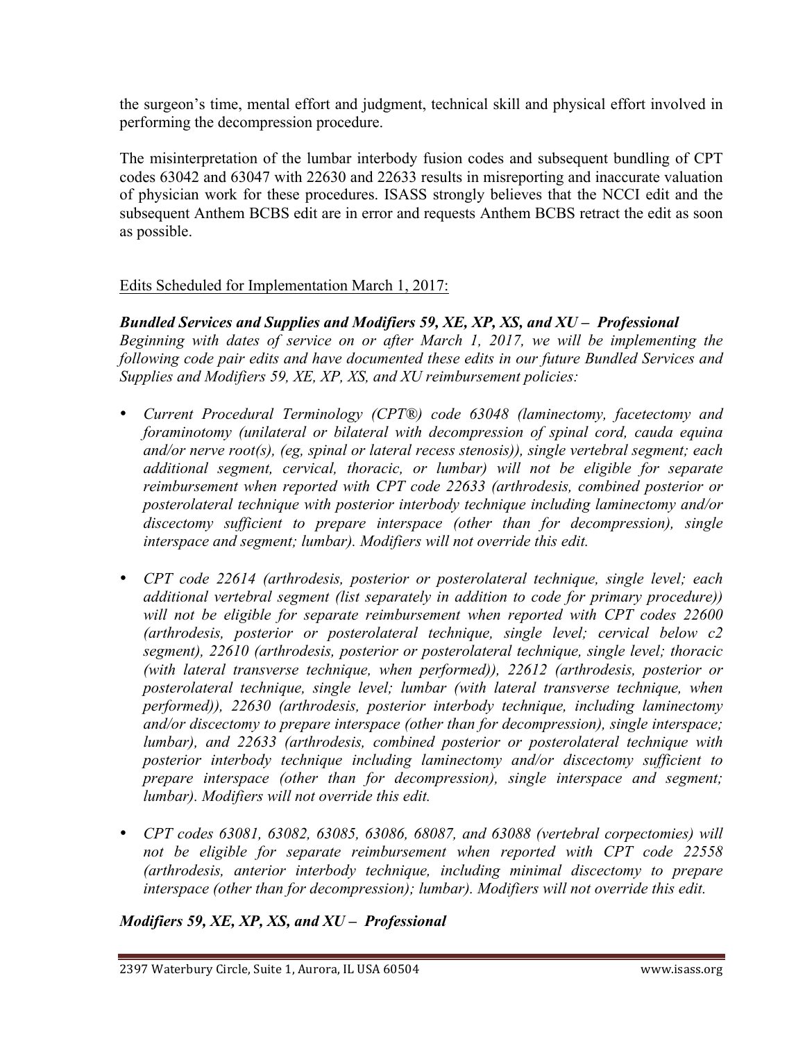the surgeon's time, mental effort and judgment, technical skill and physical effort involved in performing the decompression procedure.

The misinterpretation of the lumbar interbody fusion codes and subsequent bundling of CPT codes 63042 and 63047 with 22630 and 22633 results in misreporting and inaccurate valuation of physician work for these procedures. ISASS strongly believes that the NCCI edit and the subsequent Anthem BCBS edit are in error and requests Anthem BCBS retract the edit as soon as possible.

Edits Scheduled for Implementation March 1, 2017:

***Bundled Services and Supplies and Modifiers 59, XE, XP, XS, and XU – Professional***

*Beginning with dates of service on or after March 1, 2017, we will be implementing the following code pair edits and have documented these edits in our future Bundled Services and Supplies and Modifiers 59, XE, XP, XS, and XU reimbursement policies:*

- *Current Procedural Terminology (CPT®) code 63048 (laminectomy, facetectomy and foraminotomy (unilateral or bilateral with decompression of spinal cord, cauda equina and/or nerve root(s), (eg, spinal or lateral recess stenosis)), single vertebral segment; each additional segment, cervical, thoracic, or lumbar) will not be eligible for separate reimbursement when reported with CPT code 22633 (arthrodesis, combined posterior or posterolateral technique with posterior interbody technique including laminectomy and/or discectomy sufficient to prepare interspace (other than for decompression), single interspace and segment; lumbar). Modifiers will not override this edit.*
- *CPT code 22614 (arthrodesis, posterior or posterolateral technique, single level; each additional vertebral segment (list separately in addition to code for primary procedure)) will not be eligible for separate reimbursement when reported with CPT codes 22600 (arthrodesis, posterior or posterolateral technique, single level; cervical below c2 segment), 22610 (arthrodesis, posterior or posterolateral technique, single level; thoracic (with lateral transverse technique, when performed)), 22612 (arthrodesis, posterior or posterolateral technique, single level; lumbar (with lateral transverse technique, when performed)), 22630 (arthrodesis, posterior interbody technique, including laminectomy and/or discectomy to prepare interspace (other than for decompression), single interspace; lumbar), and 22633 (arthrodesis, combined posterior or posterolateral technique with posterior interbody technique including laminectomy and/or discectomy sufficient to prepare interspace (other than for decompression), single interspace and segment; lumbar). Modifiers will not override this edit.*
- *CPT codes 63081, 63082, 63085, 63086, 68087, and 63088 (vertebral corpectomies) will not be eligible for separate reimbursement when reported with CPT code 22558 (arthrodesis, anterior interbody technique, including minimal discectomy to prepare interspace (other than for decompression); lumbar). Modifiers will not override this edit.*

***Modifiers 59, XE, XP, XS, and XU – Professional***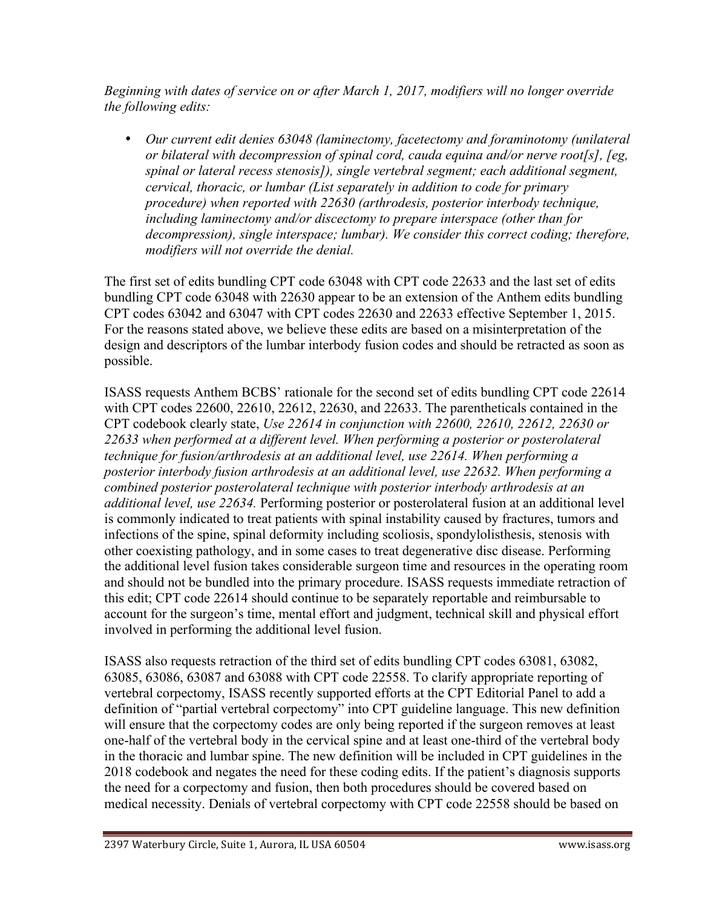*Beginning with dates of service on or after March 1, 2017, modifiers will no longer override the following edits:*

- *Our current edit denies 63048 (laminectomy, facetectomy and foraminotomy (unilateral or bilateral with decompression of spinal cord, cauda equina and/or nerve root[s], [eg, spinal or lateral recess stenosis]), single vertebral segment; each additional segment, cervical, thoracic, or lumbar (List separately in addition to code for primary procedure) when reported with 22630 (arthrodesis, posterior interbody technique, including laminectomy and/or discectomy to prepare interspace (other than for decompression), single interspace; lumbar). We consider this correct coding; therefore, modifiers will not override the denial.*

The first set of edits bundling CPT code 63048 with CPT code 22633 and the last set of edits bundling CPT code 63048 with 22630 appear to be an extension of the Anthem edits bundling CPT codes 63042 and 63047 with CPT codes 22630 and 22633 effective September 1, 2015. For the reasons stated above, we believe these edits are based on a misinterpretation of the design and descriptors of the lumbar interbody fusion codes and should be retracted as soon as possible.

ISASS requests Anthem BCBS' rationale for the second set of edits bundling CPT code 22614 with CPT codes 22600, 22610, 22612, 22630, and 22633. The parentheticals contained in the CPT codebook clearly state, *Use 22614 in conjunction with 22600, 22610, 22612, 22630 or 22633 when performed at a different level. When performing a posterior or posterolateral technique for fusion/arthrodesis at an additional level, use 22614. When performing a posterior interbody fusion arthrodesis at an additional level, use 22632. When performing a combined posterior posterolateral technique with posterior interbody arthrodesis at an additional level, use 22634.* Performing posterior or posterolateral fusion at an additional level is commonly indicated to treat patients with spinal instability caused by fractures, tumors and infections of the spine, spinal deformity including scoliosis, spondylolisthesis, stenosis with other coexisting pathology, and in some cases to treat degenerative disc disease. Performing the additional level fusion takes considerable surgeon time and resources in the operating room and should not be bundled into the primary procedure. ISASS requests immediate retraction of this edit; CPT code 22614 should continue to be separately reportable and reimbursable to account for the surgeon's time, mental effort and judgment, technical skill and physical effort involved in performing the additional level fusion.

ISASS also requests retraction of the third set of edits bundling CPT codes 63081, 63082, 63085, 63086, 63087 and 63088 with CPT code 22558. To clarify appropriate reporting of vertebral corpectomy, ISASS recently supported efforts at the CPT Editorial Panel to add a definition of "partial vertebral corpectomy" into CPT guideline language. This new definition will ensure that the corpectomy codes are only being reported if the surgeon removes at least one-half of the vertebral body in the cervical spine and at least one-third of the vertebral body in the thoracic and lumbar spine. The new definition will be included in CPT guidelines in the 2018 codebook and negates the need for these coding edits. If the patient's diagnosis supports the need for a corpectomy and fusion, then both procedures should be covered based on medical necessity. Denials of vertebral corpectomy with CPT code 22558 should be based on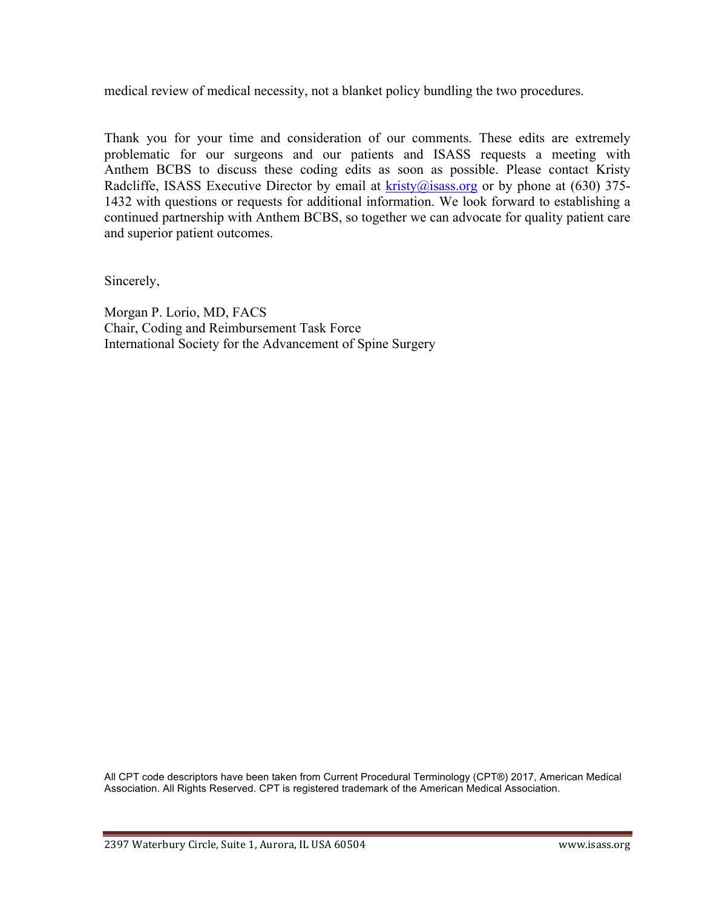medical review of medical necessity, not a blanket policy bundling the two procedures.

Thank you for your time and consideration of our comments. These edits are extremely problematic for our surgeons and our patients and ISASS requests a meeting with Anthem BCBS to discuss these coding edits as soon as possible. Please contact Kristy Radcliffe, ISASS Executive Director by email at kristy@isass.org or by phone at (630) 375-1432 with questions or requests for additional information. We look forward to establishing a continued partnership with Anthem BCBS, so together we can advocate for quality patient care and superior patient outcomes.

Sincerely,

Morgan P. Lorio, MD, FACS
Chair, Coding and Reimbursement Task Force
International Society for the Advancement of Spine Surgery

All CPT code descriptors have been taken from Current Procedural Terminology (CPT®) 2017, American Medical Association. All Rights Reserved. CPT is registered trademark of the American Medical Association.